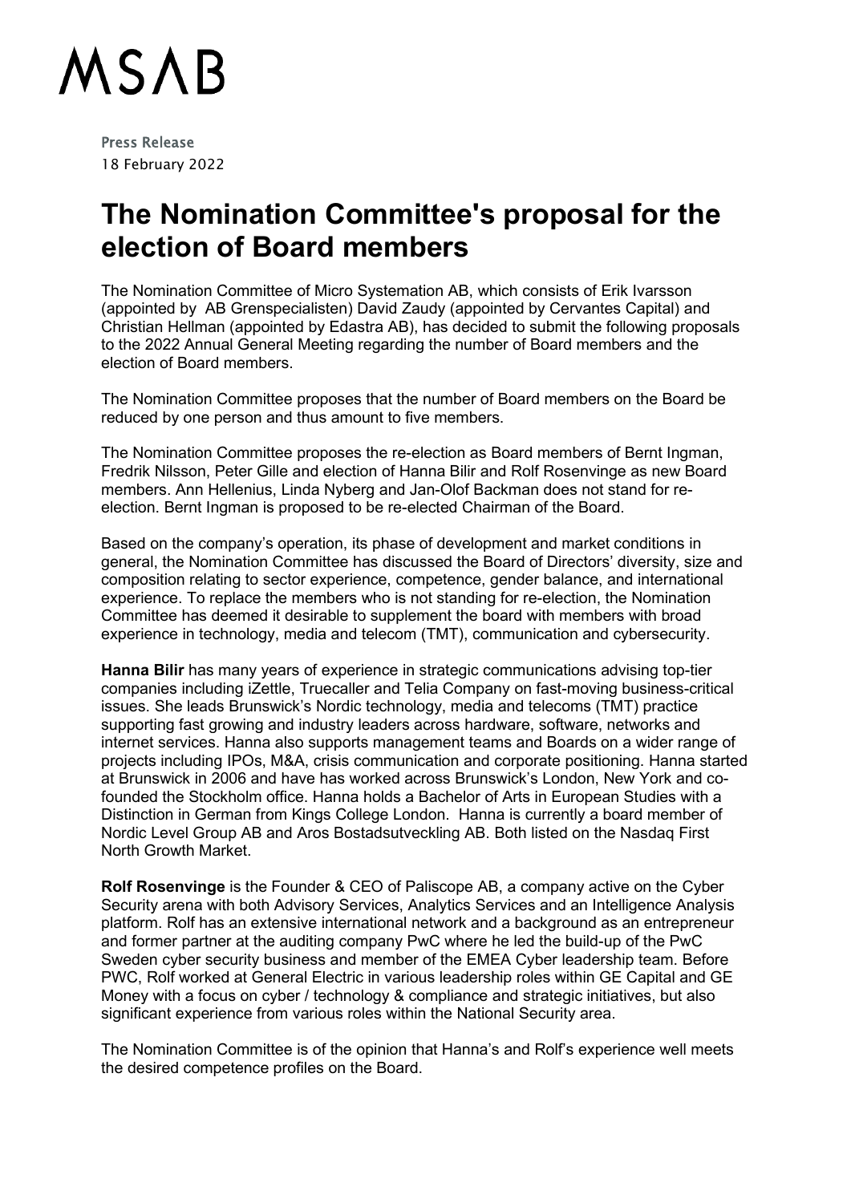MSAB

Press Release
18 February 2022

# The Nomination Committee's proposal for the election of Board members

The Nomination Committee of Micro Systemation AB, which consists of Erik Ivarsson (appointed by AB Grenspecialisten) David Zaudy (appointed by Cervantes Capital) and Christian Hellman (appointed by Edastra AB), has decided to submit the following proposals to the 2022 Annual General Meeting regarding the number of Board members and the election of Board members.

The Nomination Committee proposes that the number of Board members on the Board be reduced by one person and thus amount to five members.

The Nomination Committee proposes the re-election as Board members of Bernt Ingman, Fredrik Nilsson, Peter Gille and election of Hanna Bilir and Rolf Rosenvinge as new Board members. Ann Hellenius, Linda Nyberg and Jan-Olof Backman does not stand for re-election. Bernt Ingman is proposed to be re-elected Chairman of the Board.

Based on the company's operation, its phase of development and market conditions in general, the Nomination Committee has discussed the Board of Directors' diversity, size and composition relating to sector experience, competence, gender balance, and international experience. To replace the members who is not standing for re-election, the Nomination Committee has deemed it desirable to supplement the board with members with broad experience in technology, media and telecom (TMT), communication and cybersecurity.

**Hanna Bilir** has many years of experience in strategic communications advising top-tier companies including iZettle, Truecaller and Telia Company on fast-moving business-critical issues. She leads Brunswick's Nordic technology, media and telecoms (TMT) practice supporting fast growing and industry leaders across hardware, software, networks and internet services. Hanna also supports management teams and Boards on a wider range of projects including IPOs, M&A, crisis communication and corporate positioning. Hanna started at Brunswick in 2006 and have has worked across Brunswick's London, New York and co-founded the Stockholm office. Hanna holds a Bachelor of Arts in European Studies with a Distinction in German from Kings College London. Hanna is currently a board member of Nordic Level Group AB and Aros Bostadsutveckling AB. Both listed on the Nasdaq First North Growth Market.

**Rolf Rosenvinge** is the Founder & CEO of Paliscope AB, a company active on the Cyber Security arena with both Advisory Services, Analytics Services and an Intelligence Analysis platform. Rolf has an extensive international network and a background as an entrepreneur and former partner at the auditing company PwC where he led the build-up of the PwC Sweden cyber security business and member of the EMEA Cyber leadership team. Before PWC, Rolf worked at General Electric in various leadership roles within GE Capital and GE Money with a focus on cyber / technology & compliance and strategic initiatives, but also significant experience from various roles within the National Security area.

The Nomination Committee is of the opinion that Hanna's and Rolf's experience well meets the desired competence profiles on the Board.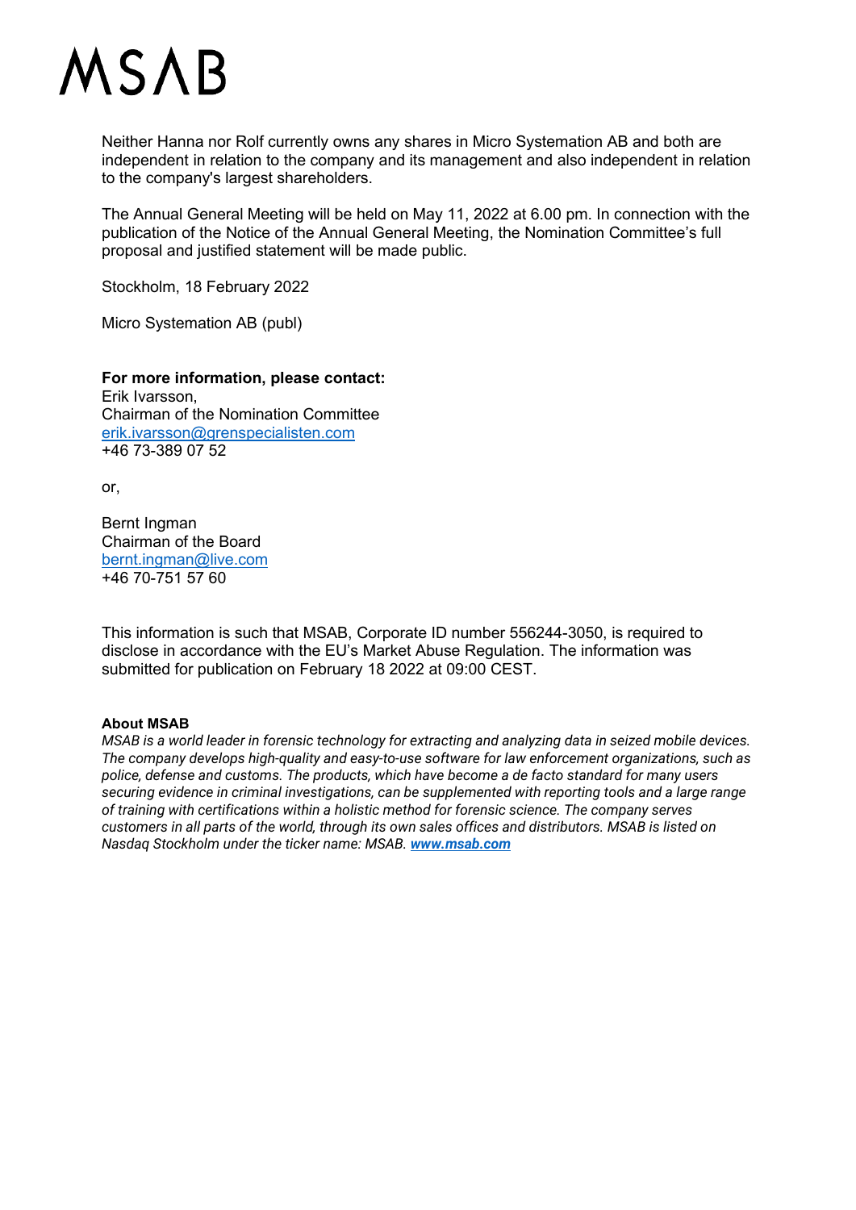Neither Hanna nor Rolf currently owns any shares in Micro Systemation AB and both are independent in relation to the company and its management and also independent in relation to the company's largest shareholders.

The Annual General Meeting will be held on May 11, 2022 at 6.00 pm. In connection with the publication of the Notice of the Annual General Meeting, the Nomination Committee's full proposal and justified statement will be made public.

Stockholm, 18 February 2022

Micro Systemation AB (publ)

**For more information, please contact:**
Erik Ivarsson,
Chairman of the Nomination Committee
erik.ivarsson@grenspecialisten.com
+46 73-389 07 52

or,

Bernt Ingman
Chairman of the Board
bernt.ingman@live.com
+46 70-751 57 60

This information is such that MSAB, Corporate ID number 556244-3050, is required to disclose in accordance with the EU's Market Abuse Regulation. The information was submitted for publication on February 18 2022 at 09:00 CEST.

**About MSAB**
*MSAB is a world leader in forensic technology for extracting and analyzing data in seized mobile devices. The company develops high-quality and easy-to-use software for law enforcement organizations, such as police, defense and customs. The products, which have become a de facto standard for many users securing evidence in criminal investigations, can be supplemented with reporting tools and a large range of training with certifications within a holistic method for forensic science. The company serves customers in all parts of the world, through its own sales offices and distributors. MSAB is listed on Nasdaq Stockholm under the ticker name: MSAB.* ***www.msab.com***